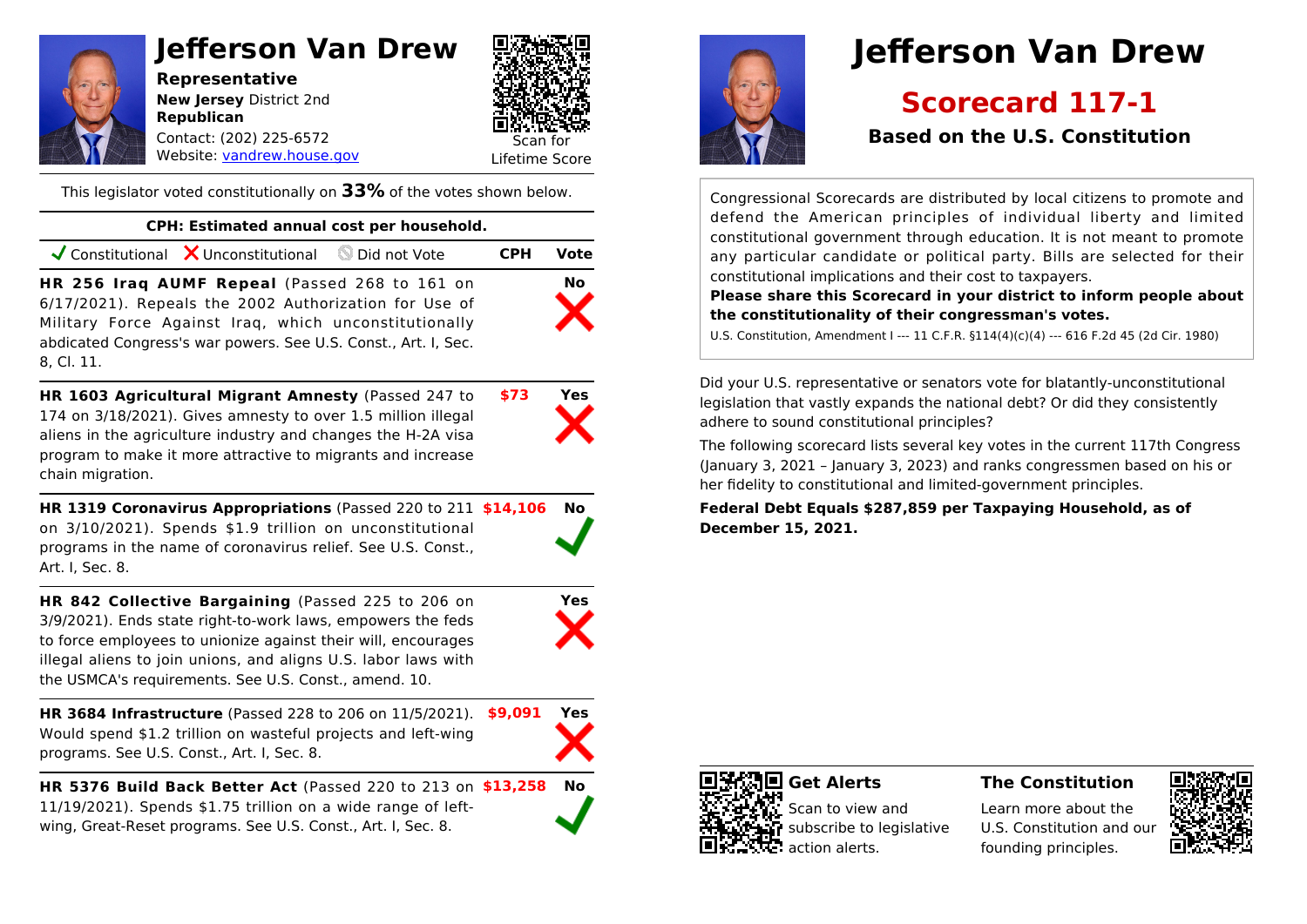# Jefferson Van Drew

**Representative**
**New Jersey** District 2nd
**Republican**
Contact: (202) 225-6572
Website: [vandrew.house.gov](https://vandrew.house.gov)

Scan for Lifetime Score

This legislator voted constitutionally on **33%** of the votes shown below.

**CPH: Estimated annual cost per household.**

✔ Constitutional ✘ Unconstitutional ⃠ Did not Vote

| Bill | CPH | Vote |
|---|---|---|
| **HR 256 Iraq AUMF Repeal** (Passed 268 to 161 on 6/17/2021). Repeals the 2002 Authorization for Use of Military Force Against Iraq, which unconstitutionally abdicated Congress's war powers. See U.S. Const., Art. I, Sec. 8, Cl. 11. | | No ✘ |
| **HR 1603 Agricultural Migrant Amnesty** (Passed 247 to 174 on 3/18/2021). Gives amnesty to over 1.5 million illegal aliens in the agriculture industry and changes the H-2A visa program to make it more attractive to migrants and increase chain migration. | $73 | Yes ✘ |
| **HR 1319 Coronavirus Appropriations** (Passed 220 to 211 on 3/10/2021). Spends $1.9 trillion on unconstitutional programs in the name of coronavirus relief. See U.S. Const., Art. I, Sec. 8. | $14,106 | No ✔ |
| **HR 842 Collective Bargaining** (Passed 225 to 206 on 3/9/2021). Ends state right-to-work laws, empowers the feds to force employees to unionize against their will, encourages illegal aliens to join unions, and aligns U.S. labor laws with the USMCA's requirements. See U.S. Const., amend. 10. | | Yes ✘ |
| **HR 3684 Infrastructure** (Passed 228 to 206 on 11/5/2021). Would spend $1.2 trillion on wasteful projects and left-wing programs. See U.S. Const., Art. I, Sec. 8. | $9,091 | Yes ✘ |
| **HR 5376 Build Back Better Act** (Passed 220 to 213 on 11/19/2021). Spends $1.75 trillion on a wide range of left-wing, Great-Reset programs. See U.S. Const., Art. I, Sec. 8. | $13,258 | No ✔ |

# Jefferson Van Drew

## Scorecard 117-1

### Based on the U.S. Constitution

Congressional Scorecards are distributed by local citizens to promote and defend the American principles of individual liberty and limited constitutional government through education. It is not meant to promote any particular candidate or political party. Bills are selected for their constitutional implications and their cost to taxpayers.
**Please share this Scorecard in your district to inform people about the constitutionality of their congressman's votes.**
U.S. Constitution, Amendment I --- 11 C.F.R. §114(4)(c)(4) --- 616 F.2d 45 (2d Cir. 1980)

Did your U.S. representative or senators vote for blatantly-unconstitutional legislation that vastly expands the national debt? Or did they consistently adhere to sound constitutional principles?

The following scorecard lists several key votes in the current 117th Congress (January 3, 2021 – January 3, 2023) and ranks congressmen based on his or her fidelity to constitutional and limited-government principles.

**Federal Debt Equals $287,859 per Taxpaying Household, as of December 15, 2021.**

**Get Alerts**
Scan to view and subscribe to legislative action alerts.

**The Constitution**
Learn more about the U.S. Constitution and our founding principles.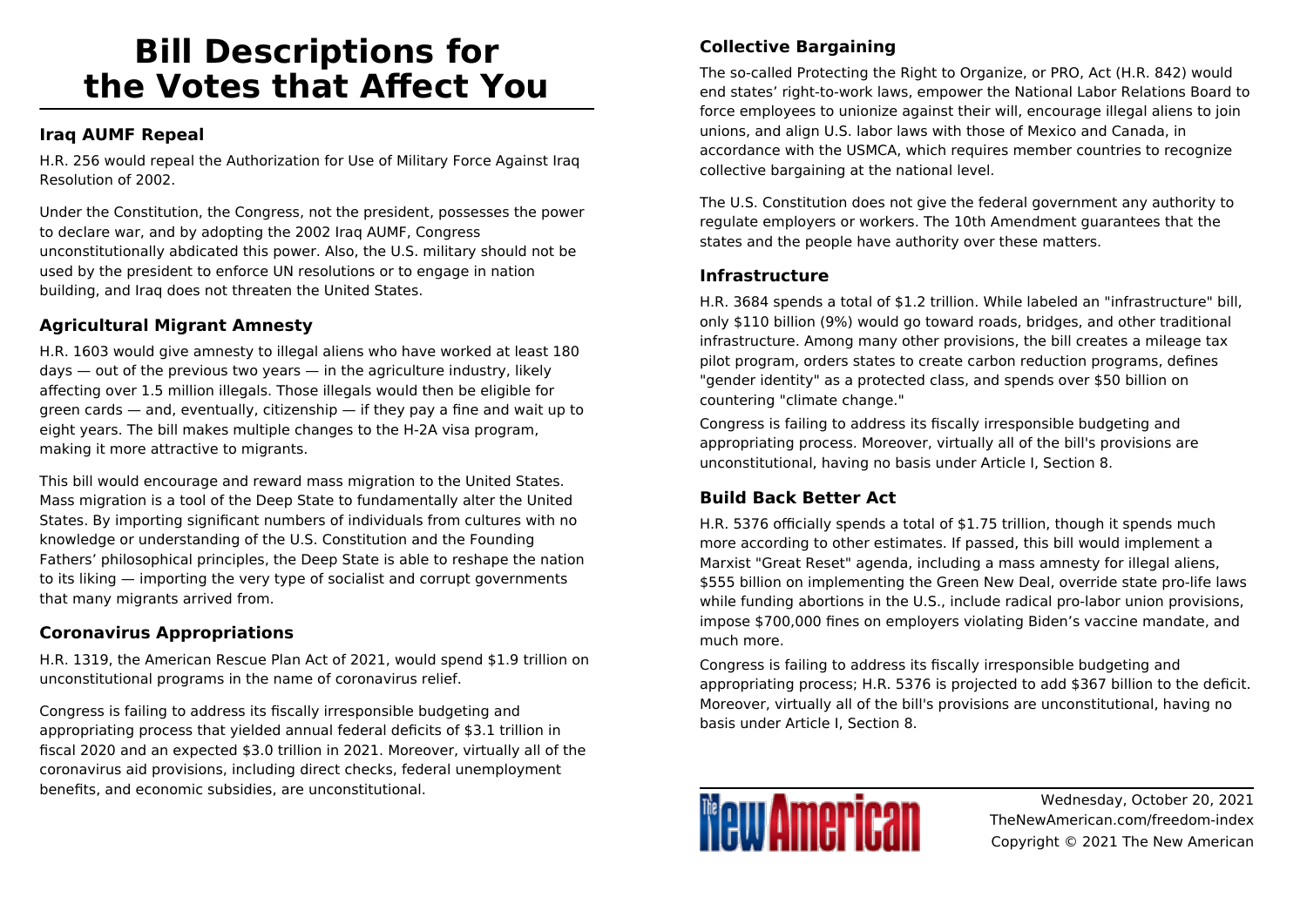# Bill Descriptions for the Votes that Affect You

## Iraq AUMF Repeal

H.R. 256 would repeal the Authorization for Use of Military Force Against Iraq Resolution of 2002.

Under the Constitution, the Congress, not the president, possesses the power to declare war, and by adopting the 2002 Iraq AUMF, Congress unconstitutionally abdicated this power. Also, the U.S. military should not be used by the president to enforce UN resolutions or to engage in nation building, and Iraq does not threaten the United States.

## Agricultural Migrant Amnesty

H.R. 1603 would give amnesty to illegal aliens who have worked at least 180 days — out of the previous two years — in the agriculture industry, likely affecting over 1.5 million illegals. Those illegals would then be eligible for green cards — and, eventually, citizenship — if they pay a fine and wait up to eight years. The bill makes multiple changes to the H-2A visa program, making it more attractive to migrants.

This bill would encourage and reward mass migration to the United States. Mass migration is a tool of the Deep State to fundamentally alter the United States. By importing significant numbers of individuals from cultures with no knowledge or understanding of the U.S. Constitution and the Founding Fathers' philosophical principles, the Deep State is able to reshape the nation to its liking — importing the very type of socialist and corrupt governments that many migrants arrived from.

## Coronavirus Appropriations

H.R. 1319, the American Rescue Plan Act of 2021, would spend $1.9 trillion on unconstitutional programs in the name of coronavirus relief.

Congress is failing to address its fiscally irresponsible budgeting and appropriating process that yielded annual federal deficits of $3.1 trillion in fiscal 2020 and an expected $3.0 trillion in 2021. Moreover, virtually all of the coronavirus aid provisions, including direct checks, federal unemployment benefits, and economic subsidies, are unconstitutional.

## Collective Bargaining

The so-called Protecting the Right to Organize, or PRO, Act (H.R. 842) would end states' right-to-work laws, empower the National Labor Relations Board to force employees to unionize against their will, encourage illegal aliens to join unions, and align U.S. labor laws with those of Mexico and Canada, in accordance with the USMCA, which requires member countries to recognize collective bargaining at the national level.

The U.S. Constitution does not give the federal government any authority to regulate employers or workers. The 10th Amendment guarantees that the states and the people have authority over these matters.

## Infrastructure

H.R. 3684 spends a total of $1.2 trillion. While labeled an "infrastructure" bill, only $110 billion (9%) would go toward roads, bridges, and other traditional infrastructure. Among many other provisions, the bill creates a mileage tax pilot program, orders states to create carbon reduction programs, defines "gender identity" as a protected class, and spends over $50 billion on countering "climate change."

Congress is failing to address its fiscally irresponsible budgeting and appropriating process. Moreover, virtually all of the bill's provisions are unconstitutional, having no basis under Article I, Section 8.

## Build Back Better Act

H.R. 5376 officially spends a total of $1.75 trillion, though it spends much more according to other estimates. If passed, this bill would implement a Marxist "Great Reset" agenda, including a mass amnesty for illegal aliens, $555 billion on implementing the Green New Deal, override state pro-life laws while funding abortions in the U.S., include radical pro-labor union provisions, impose $700,000 fines on employers violating Biden's vaccine mandate, and much more.

Congress is failing to address its fiscally irresponsible budgeting and appropriating process; H.R. 5376 is projected to add $367 billion to the deficit. Moreover, virtually all of the bill's provisions are unconstitutional, having no basis under Article I, Section 8.

The New American

Wednesday, October 20, 2021
TheNewAmerican.com/freedom-index
Copyright © 2021 The New American